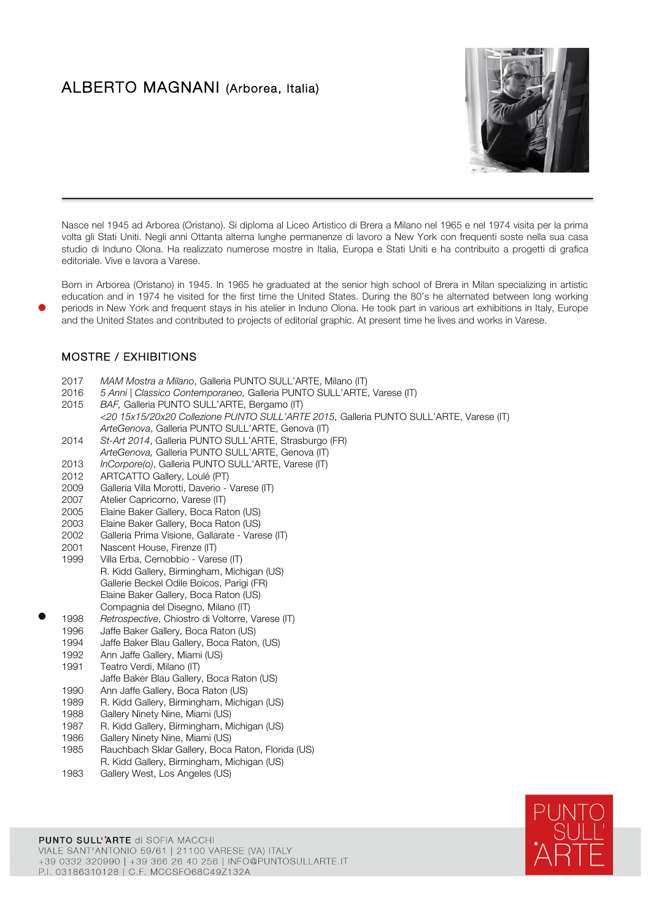# ALBERTO MAGNANI (Arborea, Italia)

Nasce nel 1945 ad Arborea (Oristano). Si diploma al Liceo Artistico di Brera a Milano nel 1965 e nel 1974 visita per la prima volta gli Stati Uniti. Negli anni Ottanta alterna lunghe permanenze di lavoro a New York con frequenti soste nella sua casa studio di Induno Olona. Ha realizzato numerose mostre in Italia, Europa e Stati Uniti e ha contribuito a progetti di grafica editoriale. Vive e lavora a Varese.

Born in Arborea (Oristano) in 1945. In 1965 he graduated at the senior high school of Brera in Milan specializing in artistic education and in 1974 he visited for the first time the United States. During the 80's he alternated between long working periods in New York and frequent stays in his atelier in Induno Olona. He took part in various art exhibitions in Italy, Europe and the United States and contributed to projects of editorial graphic. At present time he lives and works in Varese.

## MOSTRE / EXHIBITIONS

2017 *MAM Mostra a Milano*, Galleria PUNTO SULL'ARTE, Milano (IT)
2016 *5 Anni | Classico Contemporaneo,* Galleria PUNTO SULL'ARTE, Varese (IT)
2015 *BAF,* Galleria PUNTO SULL'ARTE, Bergamo (IT)
*<20 15x15/20x20 Collezione PUNTO SULL'ARTE 2015,* Galleria PUNTO SULL'ARTE, Varese (IT)
*ArteGenova*, Galleria PUNTO SULL'ARTE, Genova (IT)
2014 *St-Art 2014*, Galleria PUNTO SULL'ARTE, Strasburgo (FR)
*ArteGenova,* Galleria PUNTO SULL'ARTE, Genova (IT)
2013 *InCorpore(o)*, Galleria PUNTO SULL'ARTE, Varese (IT)
2012 ARTCATTO Gallery, Loulé (PT)
2009 Galleria Villa Morotti, Daverio - Varese (IT)
2007 Atelier Capricorno, Varese (IT)
2005 Elaine Baker Gallery, Boca Raton (US)
2003 Elaine Baker Gallery, Boca Raton (US)
2002 Galleria Prima Visione, Gallarate - Varese (IT)
2001 Nascent House, Firenze (IT)
1999 Villa Erba, Cernobbio - Varese (IT)
R. Kidd Gallery, Birmingham, Michigan (US)
Gallerie Beckel Odile Boicos, Parigi (FR)
Elaine Baker Gallery, Boca Raton (US)
Compagnia del Disegno, Milano (IT)
1998 *Retrospective*, Chiostro di Voltorre, Varese (IT)
1996 Jaffe Baker Gallery, Boca Raton (US)
1994 Jaffe Baker Blau Gallery, Boca Raton, (US)
1992 Ann Jaffe Gallery, Miami (US)
1991 Teatro Verdi, Milano (IT)
Jaffe Baker Blau Gallery, Boca Raton (US)
1990 Ann Jaffe Gallery, Boca Raton (US)
1989 R. Kidd Gallery, Birmingham, Michigan (US)
1988 Gallery Ninety Nine, Miami (US)
1987 R. Kidd Gallery, Birmingham, Michigan (US)
1986 Gallery Ninety Nine, Miami (US)
1985 Rauchbach Sklar Gallery, Boca Raton, Florida (US)
R. Kidd Gallery, Birmingham, Michigan (US)
1983 Gallery West, Los Angeles (US)

**PUNTO SULL'ARTE** di SOFIA MACCHI
VIALE SANT'ANTONIO 59/61 | 21100 VARESE (VA) ITALY
+39 0332 320990 | +39 366 26 40 256 | INFO@PUNTOSULLARTE.IT
P.I. 03186310128 | C.F. MCCSFO68C49Z132A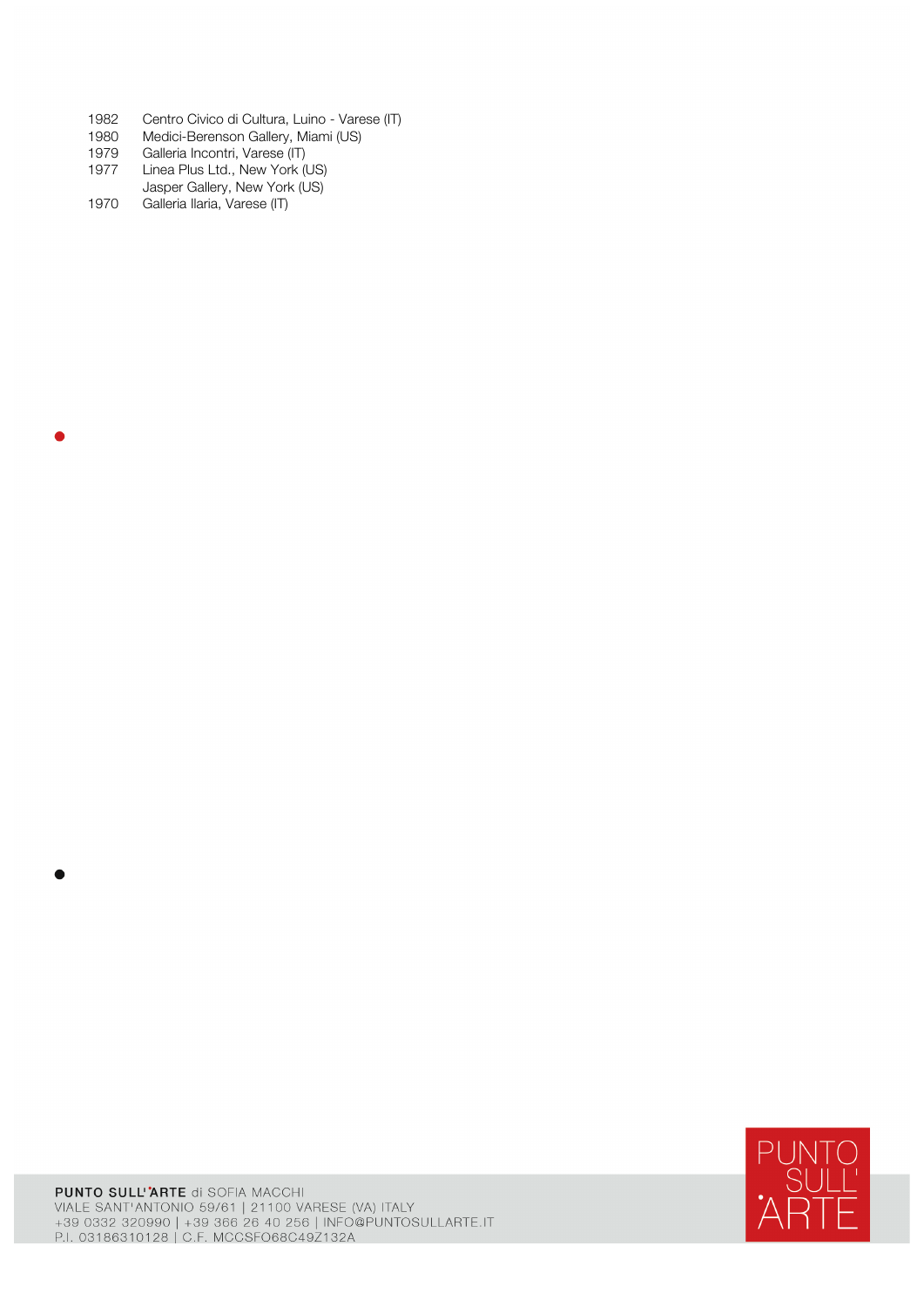| | |
|---|---|
| 1982 | Centro Civico di Cultura, Luino - Varese (IT) |
| 1980 | Medici-Berenson Gallery, Miami (US) |
| 1979 | Galleria Incontri, Varese (IT) |
| 1977 | Linea Plus Ltd., New York (US) |
| | Jasper Gallery, New York (US) |
| 1970 | Galleria Ilaria, Varese (IT) |